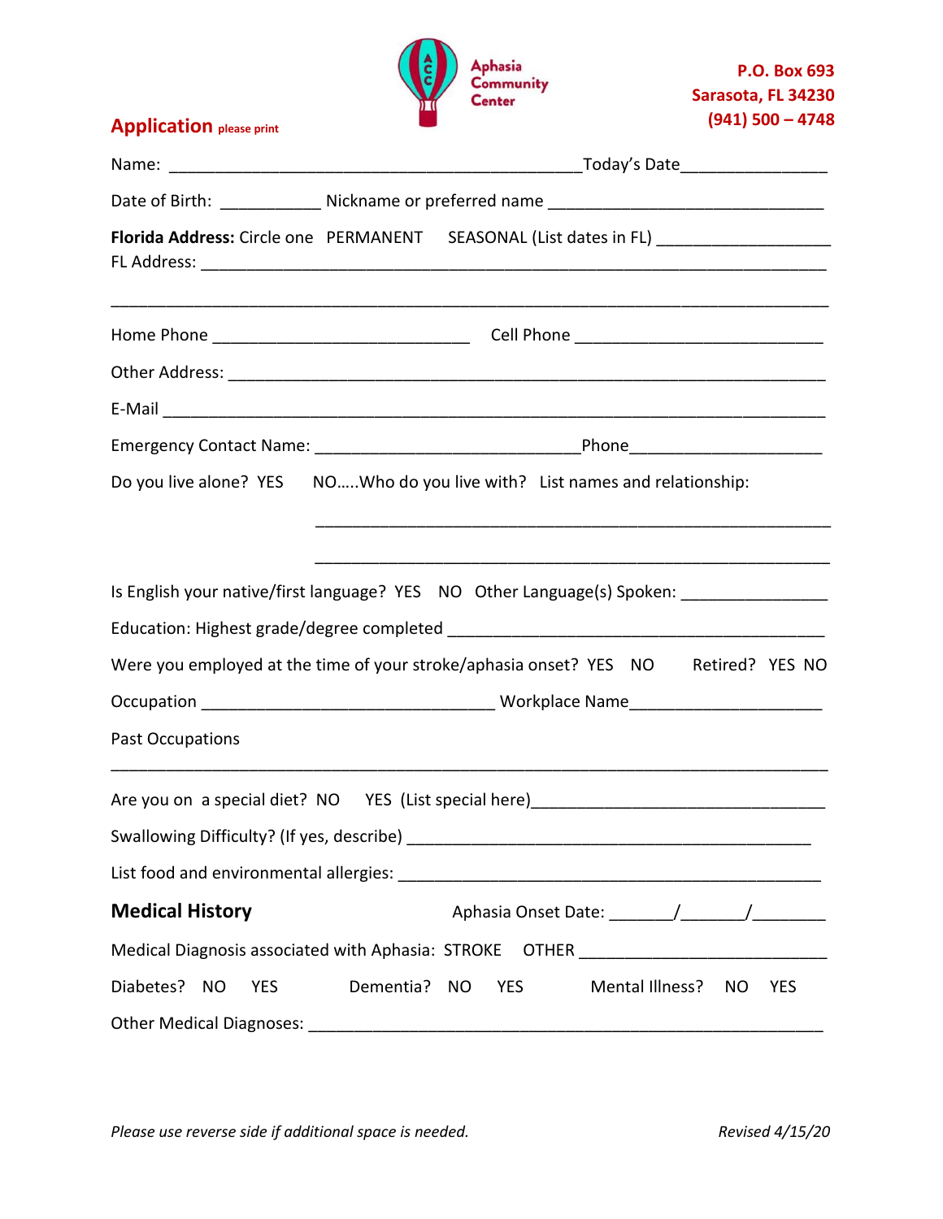Aphasia Community Center

**P.O. Box 693**
**Sarasota, FL 34230**
**(941) 500 – 4748**

## Application please print

Name: ______________________________________________Today's Date_______________

Date of Birth: ___________ Nickname or preferred name _______________________________

**Florida Address:** Circle one PERMANENT SEASONAL (List dates in FL) __________________
FL Address: ______________________________________________________________________

__________________________________________________________________________________

Home Phone ____________________________ Cell Phone ___________________________

Other Address: ____________________________________________________________________

E-Mail ___________________________________________________________________________

Emergency Contact Name: ____________________________Phone_____________________

Do you live alone? YES NO…..Who do you live with? List names and relationship:

_________________________________________________________

_________________________________________________________

Is English your native/first language? YES NO Other Language(s) Spoken: _______________

Education: Highest grade/degree completed ________________________________________

Were you employed at the time of your stroke/aphasia onset? YES NO Retired? YES NO

Occupation _________________________________ Workplace Name_____________________

Past Occupations

__________________________________________________________________________________

Are you on a special diet? NO YES (List special here)_______________________________

Swallowing Difficulty? (If yes, describe) ____________________________________________

List food and environmental allergies: _______________________________________________

### Medical History

Aphasia Onset Date: _______/_______/________

Medical Diagnosis associated with Aphasia: STROKE OTHER __________________________

Diabetes? NO YES Dementia? NO YES Mental Illness? NO YES

Other Medical Diagnoses: ________________________________________________________

*Please use reverse side if additional space is needed.* *Revised 4/15/20*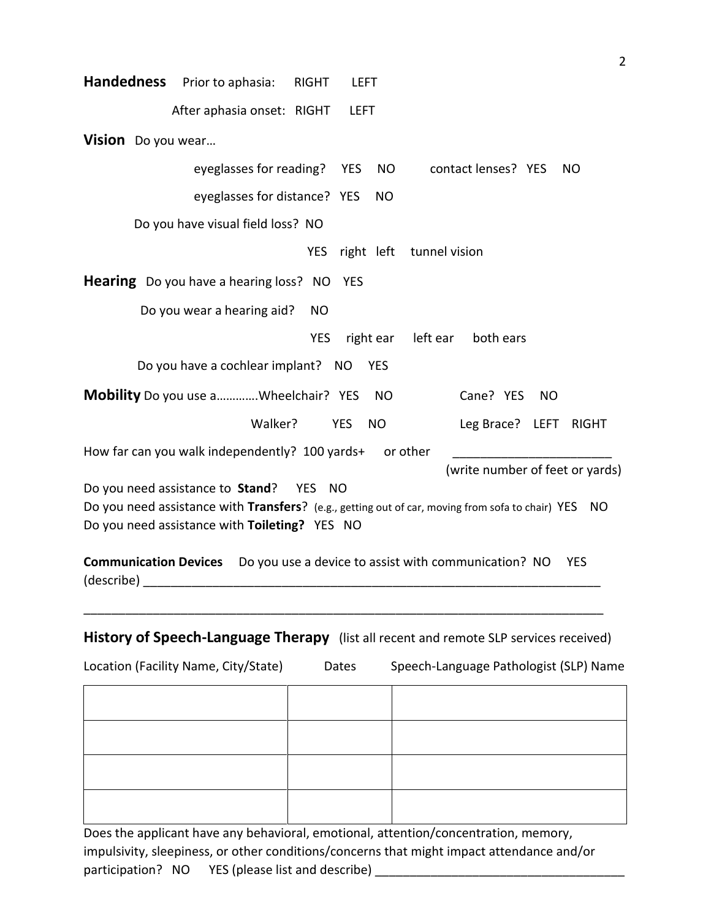**Handedness** Prior to aphasia: RIGHT LEFT

After aphasia onset: RIGHT LEFT

**Vision** Do you wear…

eyeglasses for reading? YES NO contact lenses? YES NO

eyeglasses for distance? YES NO

Do you have visual field loss? NO

YES right left tunnel vision

**Hearing** Do you have a hearing loss? NO YES

Do you wear a hearing aid? NO

YES right ear left ear both ears

Do you have a cochlear implant? NO YES

**Mobility** Do you use a…………Wheelchair? YES NO Cane? YES NO

Walker? YES NO Leg Brace? LEFT RIGHT

How far can you walk independently? 100 yards+ or other ______________________ (write number of feet or yards)

Do you need assistance to **Stand**? YES NO

Do you need assistance with **Transfers**? (e.g., getting out of car, moving from sofa to chair) YES NO

Do you need assistance with **Toileting?** YES NO

**Communication Devices** Do you use a device to assist with communication? NO YES (describe) ____________________________________________________________________

______________________________________________________________________________

## History of Speech-Language Therapy (list all recent and remote SLP services received)

| Location (Facility Name, City/State) | Dates | Speech-Language Pathologist (SLP) Name |
|---|---|---|
| | | |
| | | |
| | | |
| | | |

Does the applicant have any behavioral, emotional, attention/concentration, memory, impulsivity, sleepiness, or other conditions/concerns that might impact attendance and/or participation? NO YES (please list and describe) ___________________________________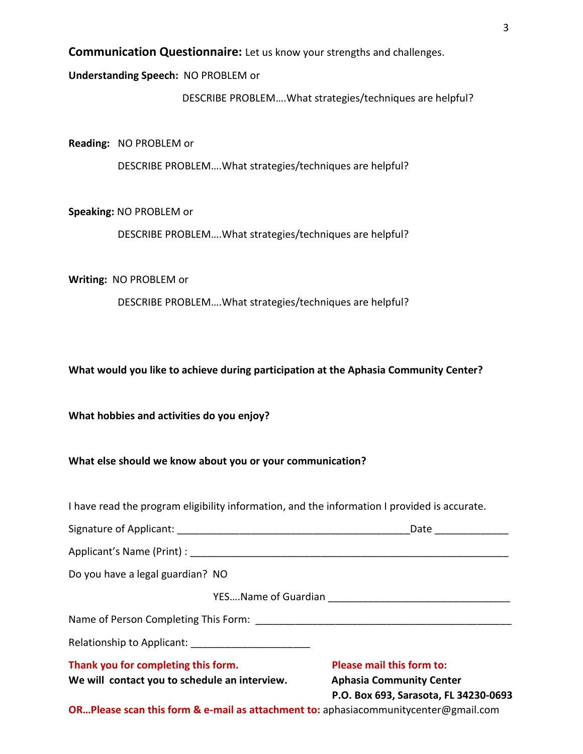**Communication Questionnaire:** Let us know your strengths and challenges.

**Understanding Speech:** NO PROBLEM or

DESCRIBE PROBLEM….What strategies/techniques are helpful?

**Reading:** NO PROBLEM or

DESCRIBE PROBLEM….What strategies/techniques are helpful?

**Speaking:** NO PROBLEM or

DESCRIBE PROBLEM….What strategies/techniques are helpful?

**Writing:** NO PROBLEM or

DESCRIBE PROBLEM….What strategies/techniques are helpful?

**What would you like to achieve during participation at the Aphasia Community Center?**

**What hobbies and activities do you enjoy?**

**What else should we know about you or your communication?**

I have read the program eligibility information, and the information I provided is accurate.

Signature of Applicant: ________________________________________Date ____________

Applicant's Name (Print) : ________________________________________________________

Do you have a legal guardian? NO

YES….Name of Guardian ______________________________

Name of Person Completing This Form: ___________________________________________

Relationship to Applicant: ____________________

**Thank you for completing this form.**
**We will contact you to schedule an interview.**

**Please mail this form to:**
**Aphasia Community Center**
**P.O. Box 693, Sarasota, FL 34230-0693**

**OR…Please scan this form & e-mail as attachment to:** aphasiacommunitycenter@gmail.com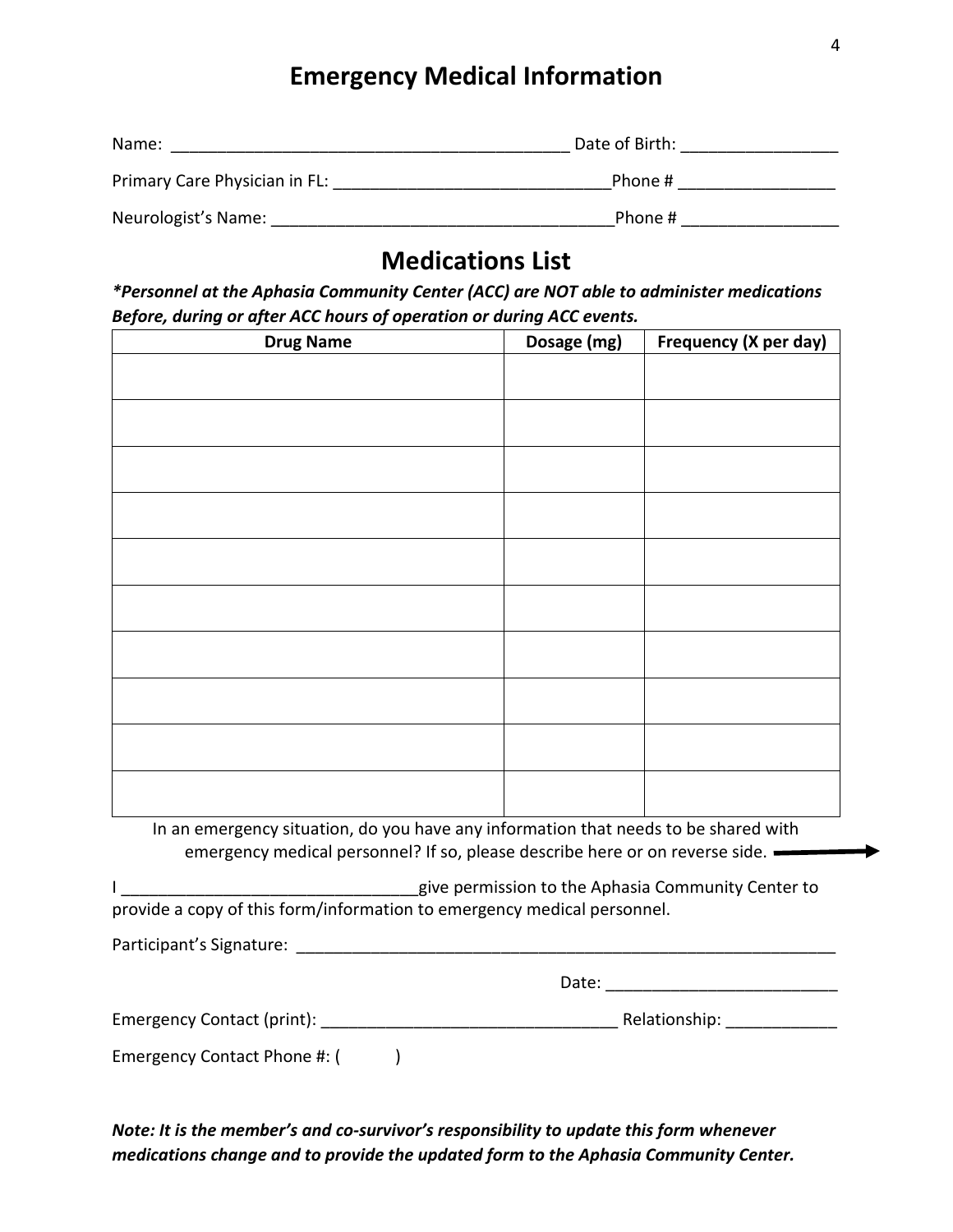# Emergency Medical Information

Name: ___________________________________________ Date of Birth: ________________

Primary Care Physician in FL: _____________________________Phone # ________________

Neurologist's Name: ____________________________________Phone # ________________

## Medications List

***Personnel at the Aphasia Community Center (ACC) are NOT able to administer medications Before, during or after ACC hours of operation or during ACC events.***

| Drug Name | Dosage (mg) | Frequency (X per day) |
| --- | --- | --- |
| | | |
| | | |
| | | |
| | | |
| | | |
| | | |
| | | |
| | | |
| | | |
| | | |

In an emergency situation, do you have any information that needs to be shared with emergency medical personnel? If so, please describe here or on reverse side. →

I ________________________________give permission to the Aphasia Community Center to provide a copy of this form/information to emergency medical personnel.

Participant's Signature: ___________________________________________________________

Date: ________________________

Emergency Contact (print): ________________________________ Relationship: ____________

Emergency Contact Phone #: (          )

***Note: It is the member's and co-survivor's responsibility to update this form whenever medications change and to provide the updated form to the Aphasia Community Center.***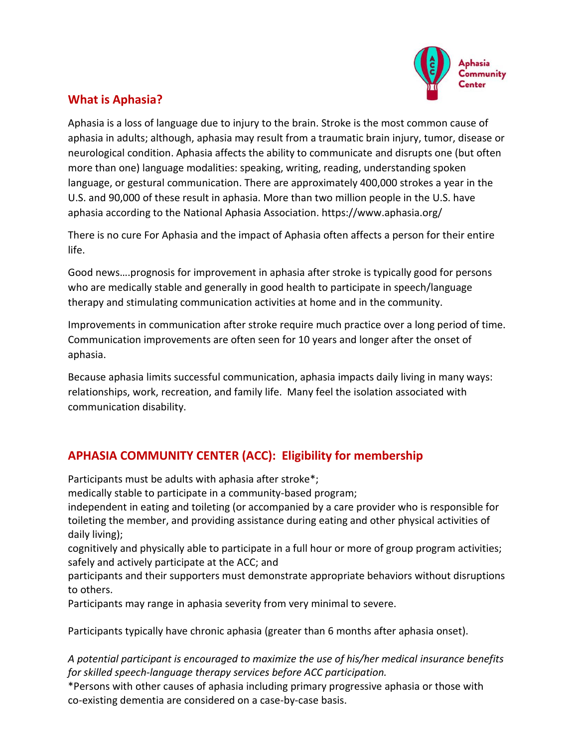## What is Aphasia?

Aphasia is a loss of language due to injury to the brain. Stroke is the most common cause of aphasia in adults; although, aphasia may result from a traumatic brain injury, tumor, disease or neurological condition. Aphasia affects the ability to communicate and disrupts one (but often more than one) language modalities: speaking, writing, reading, understanding spoken language, or gestural communication. There are approximately 400,000 strokes a year in the U.S. and 90,000 of these result in aphasia. More than two million people in the U.S. have aphasia according to the National Aphasia Association. https://www.aphasia.org/

There is no cure For Aphasia and the impact of Aphasia often affects a person for their entire life.

Good news….prognosis for improvement in aphasia after stroke is typically good for persons who are medically stable and generally in good health to participate in speech/language therapy and stimulating communication activities at home and in the community.

Improvements in communication after stroke require much practice over a long period of time. Communication improvements are often seen for 10 years and longer after the onset of aphasia.

Because aphasia limits successful communication, aphasia impacts daily living in many ways: relationships, work, recreation, and family life. Many feel the isolation associated with communication disability.

## APHASIA COMMUNITY CENTER (ACC): Eligibility for membership

Participants must be adults with aphasia after stroke*;
medically stable to participate in a community-based program;
independent in eating and toileting (or accompanied by a care provider who is responsible for toileting the member, and providing assistance during eating and other physical activities of daily living);
cognitively and physically able to participate in a full hour or more of group program activities; safely and actively participate at the ACC; and
participants and their supporters must demonstrate appropriate behaviors without disruptions to others.
Participants may range in aphasia severity from very minimal to severe.

Participants typically have chronic aphasia (greater than 6 months after aphasia onset).

*A potential participant is encouraged to maximize the use of his/her medical insurance benefits for skilled speech-language therapy services before ACC participation.*

*Persons with other causes of aphasia including primary progressive aphasia or those with co-existing dementia are considered on a case-by-case basis.